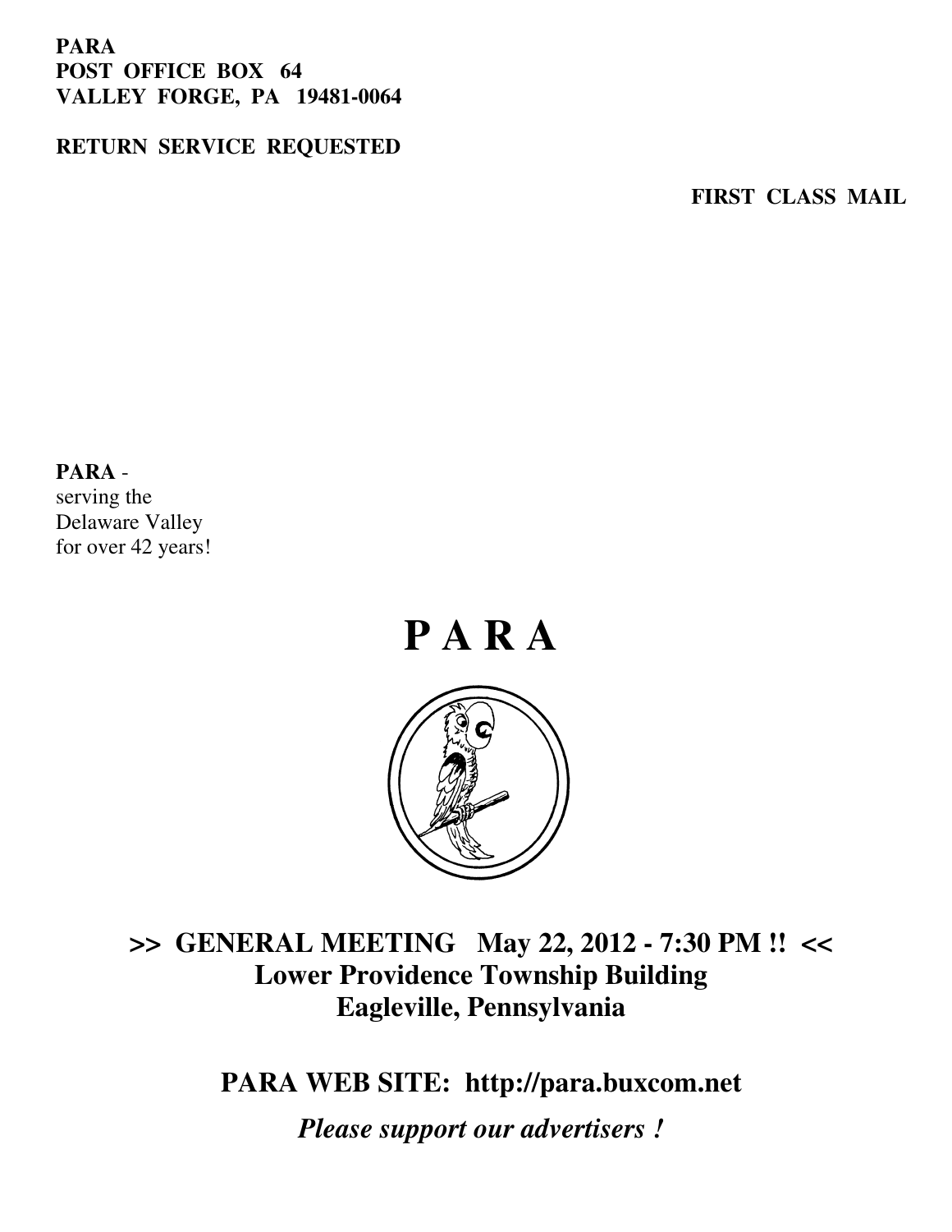**PARA**
**POST OFFICE BOX 64**
**VALLEY FORGE, PA 19481-0064**

**RETURN SERVICE REQUESTED**

**FIRST CLASS MAIL**

**PARA** -
serving the
Delaware Valley
for over 42 years!

# P A R A

## >> GENERAL MEETING May 22, 2012 - 7:30 PM !! <<
## Lower Providence Township Building
## Eagleville, Pennsylvania

## PARA WEB SITE: http://para.buxcom.net

***Please support our advertisers !***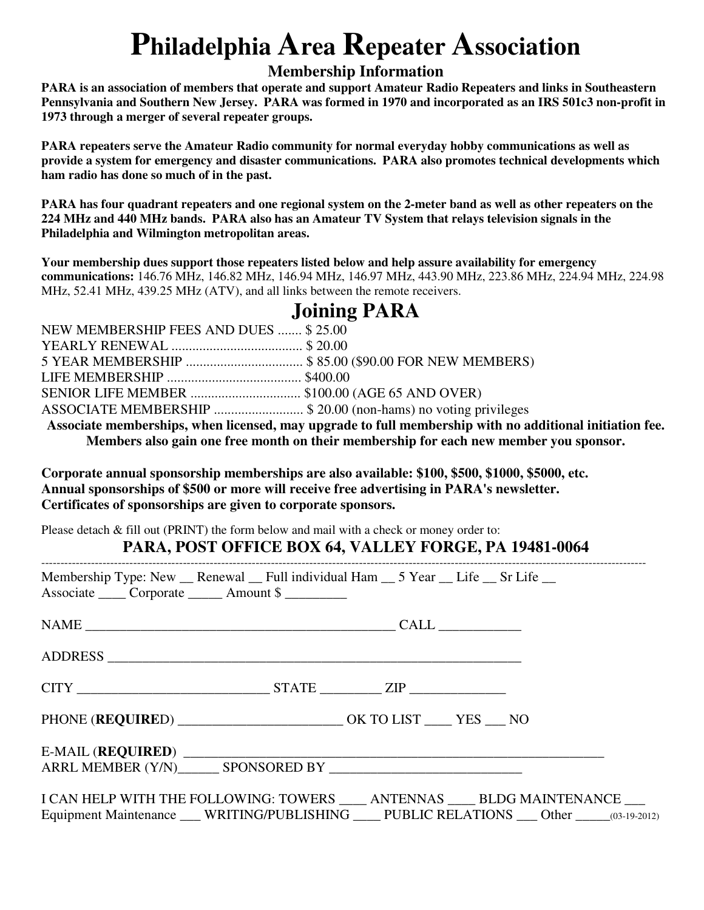# Philadelphia Area Repeater Association

## Membership Information

**PARA is an association of members that operate and support Amateur Radio Repeaters and links in Southeastern Pennsylvania and Southern New Jersey. PARA was formed in 1970 and incorporated as an IRS 501c3 non-profit in 1973 through a merger of several repeater groups.**

**PARA repeaters serve the Amateur Radio community for normal everyday hobby communications as well as provide a system for emergency and disaster communications. PARA also promotes technical developments which ham radio has done so much of in the past.**

**PARA has four quadrant repeaters and one regional system on the 2-meter band as well as other repeaters on the 224 MHz and 440 MHz bands. PARA also has an Amateur TV System that relays television signals in the Philadelphia and Wilmington metropolitan areas.**

**Your membership dues support those repeaters listed below and help assure availability for emergency communications:** 146.76 MHz, 146.82 MHz, 146.94 MHz, 146.97 MHz, 443.90 MHz, 223.86 MHz, 224.94 MHz, 224.98 MHz, 52.41 MHz, 439.25 MHz (ATV), and all links between the remote receivers.

## Joining PARA

NEW MEMBERSHIP FEES AND DUES ....... $ 25.00
YEARLY RENEWAL ...................................... $ 20.00
5 YEAR MEMBERSHIP .................................. $ 85.00 ($90.00 FOR NEW MEMBERS)
LIFE MEMBERSHIP ....................................... $400.00
SENIOR LIFE MEMBER ................................ $100.00 (AGE 65 AND OVER)
ASSOCIATE MEMBERSHIP .......................... $ 20.00 (non-hams) no voting privileges

**Associate memberships, when licensed, may upgrade to full membership with no additional initiation fee. Members also gain one free month on their membership for each new member you sponsor.**

**Corporate annual sponsorship memberships are also available: $100, $500, $1000, $5000, etc.**
**Annual sponsorships of $500 or more will receive free advertising in PARA's newsletter.**
**Certificates of sponsorships are given to corporate sponsors.**

Please detach & fill out (PRINT) the form below and mail with a check or money order to:

**PARA, POST OFFICE BOX 64, VALLEY FORGE, PA 19481-0064**

---

Membership Type: New __ Renewal __ Full individual Ham __ 5 Year __ Life __ Sr Life __
Associate ____ Corporate _____ Amount $ _________

NAME _____________________________________________ CALL ___________

ADDRESS _____________________________________________________________

CITY ___________________________ STATE ________ ZIP _____________

PHONE (**REQUIRED**) _______________________ OK TO LIST ____ YES ___ NO

E-MAIL (**REQUIRED**) _____________________________________________________________
ARRL MEMBER (Y/N)______ SPONSORED BY ___________________________

I CAN HELP WITH THE FOLLOWING: TOWERS ____ ANTENNAS ____ BLDG MAINTENANCE ___
Equipment Maintenance ___ WRITING/PUBLISHING ____ PUBLIC RELATIONS ___ Other _____(03-19-2012)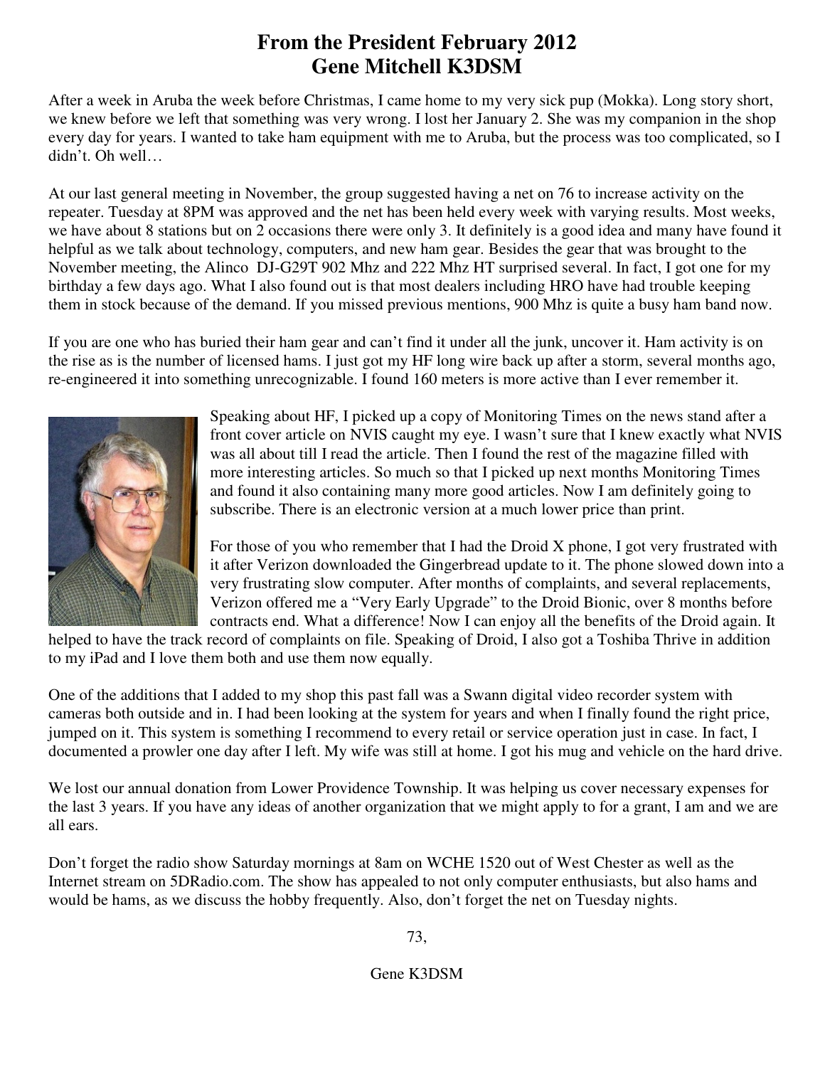# From the President February 2012
# Gene Mitchell K3DSM

After a week in Aruba the week before Christmas, I came home to my very sick pup (Mokka). Long story short, we knew before we left that something was very wrong. I lost her January 2. She was my companion in the shop every day for years. I wanted to take ham equipment with me to Aruba, but the process was too complicated, so I didn't. Oh well…

At our last general meeting in November, the group suggested having a net on 76 to increase activity on the repeater. Tuesday at 8PM was approved and the net has been held every week with varying results. Most weeks, we have about 8 stations but on 2 occasions there were only 3. It definitely is a good idea and many have found it helpful as we talk about technology, computers, and new ham gear. Besides the gear that was brought to the November meeting, the Alinco DJ-G29T 902 Mhz and 222 Mhz HT surprised several. In fact, I got one for my birthday a few days ago. What I also found out is that most dealers including HRO have had trouble keeping them in stock because of the demand. If you missed previous mentions, 900 Mhz is quite a busy ham band now.

If you are one who has buried their ham gear and can't find it under all the junk, uncover it. Ham activity is on the rise as is the number of licensed hams. I just got my HF long wire back up after a storm, several months ago, re-engineered it into something unrecognizable. I found 160 meters is more active than I ever remember it.

Speaking about HF, I picked up a copy of Monitoring Times on the news stand after a front cover article on NVIS caught my eye. I wasn't sure that I knew exactly what NVIS was all about till I read the article. Then I found the rest of the magazine filled with more interesting articles. So much so that I picked up next months Monitoring Times and found it also containing many more good articles. Now I am definitely going to subscribe. There is an electronic version at a much lower price than print.

For those of you who remember that I had the Droid X phone, I got very frustrated with it after Verizon downloaded the Gingerbread update to it. The phone slowed down into a very frustrating slow computer. After months of complaints, and several replacements, Verizon offered me a "Very Early Upgrade" to the Droid Bionic, over 8 months before contracts end. What a difference! Now I can enjoy all the benefits of the Droid again. It helped to have the track record of complaints on file. Speaking of Droid, I also got a Toshiba Thrive in addition to my iPad and I love them both and use them now equally.

One of the additions that I added to my shop this past fall was a Swann digital video recorder system with cameras both outside and in. I had been looking at the system for years and when I finally found the right price, jumped on it. This system is something I recommend to every retail or service operation just in case. In fact, I documented a prowler one day after I left. My wife was still at home. I got his mug and vehicle on the hard drive.

We lost our annual donation from Lower Providence Township. It was helping us cover necessary expenses for the last 3 years. If you have any ideas of another organization that we might apply to for a grant, I am and we are all ears.

Don't forget the radio show Saturday mornings at 8am on WCHE 1520 out of West Chester as well as the Internet stream on 5DRadio.com. The show has appealed to not only computer enthusiasts, but also hams and would be hams, as we discuss the hobby frequently. Also, don't forget the net on Tuesday nights.

73,

Gene K3DSM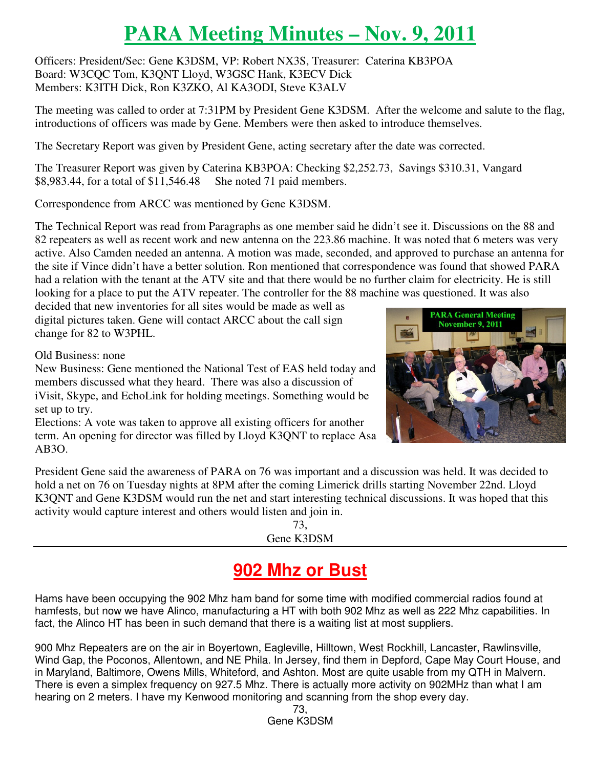# PARA Meeting Minutes – Nov. 9, 2011

Officers: President/Sec: Gene K3DSM, VP: Robert NX3S, Treasurer: Caterina KB3POA
Board: W3CQC Tom, K3QNT Lloyd, W3GSC Hank, K3ECV Dick
Members: K3ITH Dick, Ron K3ZKO, Al KA3ODI, Steve K3ALV

The meeting was called to order at 7:31PM by President Gene K3DSM. After the welcome and salute to the flag, introductions of officers was made by Gene. Members were then asked to introduce themselves.

The Secretary Report was given by President Gene, acting secretary after the date was corrected.

The Treasurer Report was given by Caterina KB3POA: Checking $2,252.73, Savings $310.31, Vangard $8,983.44, for a total of $11,546.48 She noted 71 paid members.

Correspondence from ARCC was mentioned by Gene K3DSM.

The Technical Report was read from Paragraphs as one member said he didn't see it. Discussions on the 88 and 82 repeaters as well as recent work and new antenna on the 223.86 machine. It was noted that 6 meters was very active. Also Camden needed an antenna. A motion was made, seconded, and approved to purchase an antenna for the site if Vince didn't have a better solution. Ron mentioned that correspondence was found that showed PARA had a relation with the tenant at the ATV site and that there would be no further claim for electricity. He is still looking for a place to put the ATV repeater. The controller for the 88 machine was questioned. It was also decided that new inventories for all sites would be made as well as digital pictures taken. Gene will contact ARCC about the call sign change for 82 to W3PHL.

PARA General Meeting November 9, 2011

Old Business: none

New Business: Gene mentioned the National Test of EAS held today and members discussed what they heard. There was also a discussion of iVisit, Skype, and EchoLink for holding meetings. Something would be set up to try.

Elections: A vote was taken to approve all existing officers for another term. An opening for director was filled by Lloyd K3QNT to replace Asa AB3O.

President Gene said the awareness of PARA on 76 was important and a discussion was held. It was decided to hold a net on 76 on Tuesday nights at 8PM after the coming Limerick drills starting November 22nd. Lloyd K3QNT and Gene K3DSM would run the net and start interesting technical discussions. It was hoped that this activity would capture interest and others would listen and join in.

73,
Gene K3DSM

# 902 Mhz or Bust

Hams have been occupying the 902 Mhz ham band for some time with modified commercial radios found at hamfests, but now we have Alinco, manufacturing a HT with both 902 Mhz as well as 222 Mhz capabilities. In fact, the Alinco HT has been in such demand that there is a waiting list at most suppliers.

900 Mhz Repeaters are on the air in Boyertown, Eagleville, Hilltown, West Rockhill, Lancaster, Rawlinsville, Wind Gap, the Poconos, Allentown, and NE Phila. In Jersey, find them in Depford, Cape May Court House, and in Maryland, Baltimore, Owens Mills, Whiteford, and Ashton. Most are quite usable from my QTH in Malvern. There is even a simplex frequency on 927.5 Mhz. There is actually more activity on 902MHz than what I am hearing on 2 meters. I have my Kenwood monitoring and scanning from the shop every day.

73,
Gene K3DSM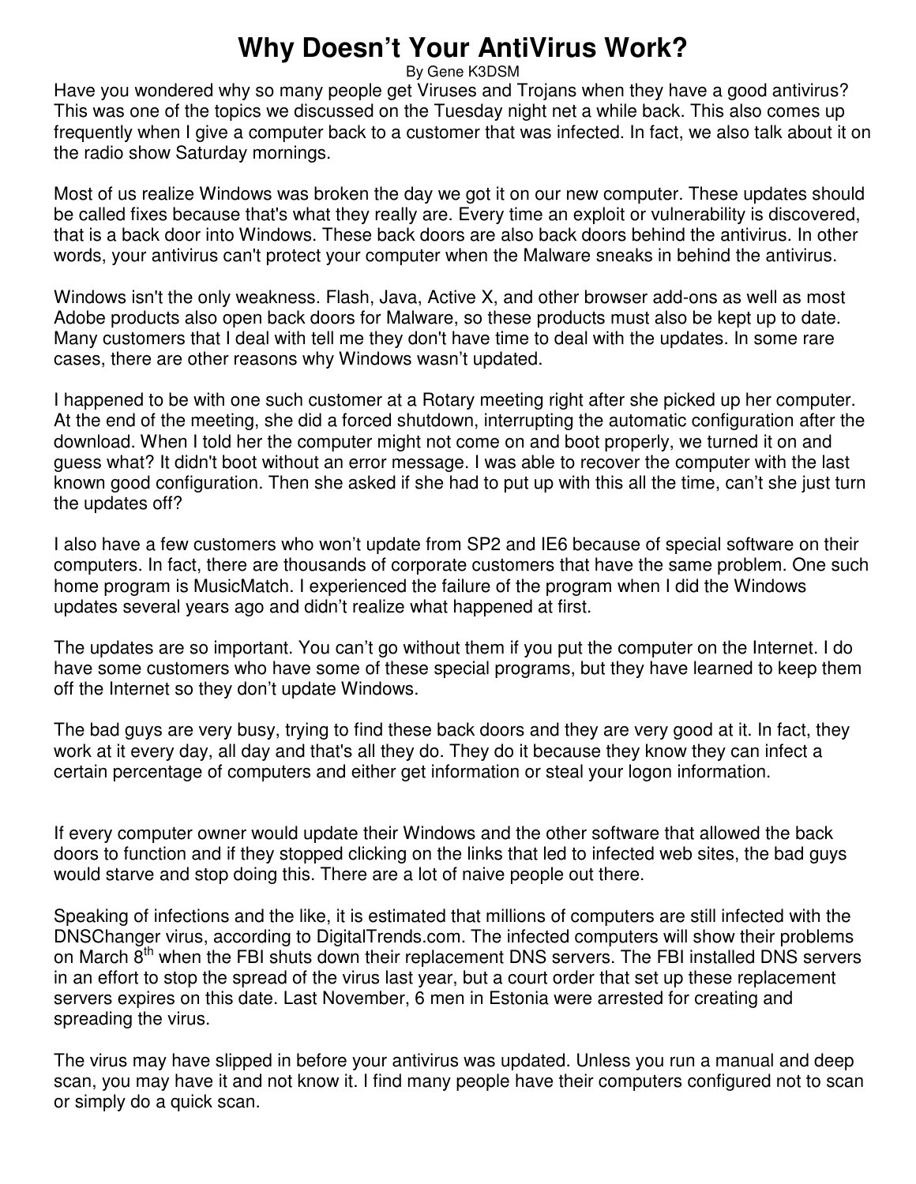# Why Doesn't Your AntiVirus Work?

By Gene K3DSM

Have you wondered why so many people get Viruses and Trojans when they have a good antivirus? This was one of the topics we discussed on the Tuesday night net a while back. This also comes up frequently when I give a computer back to a customer that was infected. In fact, we also talk about it on the radio show Saturday mornings.

Most of us realize Windows was broken the day we got it on our new computer. These updates should be called fixes because that's what they really are. Every time an exploit or vulnerability is discovered, that is a back door into Windows. These back doors are also back doors behind the antivirus. In other words, your antivirus can't protect your computer when the Malware sneaks in behind the antivirus.

Windows isn't the only weakness. Flash, Java, Active X, and other browser add-ons as well as most Adobe products also open back doors for Malware, so these products must also be kept up to date. Many customers that I deal with tell me they don't have time to deal with the updates. In some rare cases, there are other reasons why Windows wasn't updated.

I happened to be with one such customer at a Rotary meeting right after she picked up her computer. At the end of the meeting, she did a forced shutdown, interrupting the automatic configuration after the download. When I told her the computer might not come on and boot properly, we turned it on and guess what? It didn't boot without an error message. I was able to recover the computer with the last known good configuration. Then she asked if she had to put up with this all the time, can't she just turn the updates off?

I also have a few customers who won't update from SP2 and IE6 because of special software on their computers. In fact, there are thousands of corporate customers that have the same problem. One such home program is MusicMatch. I experienced the failure of the program when I did the Windows updates several years ago and didn't realize what happened at first.

The updates are so important. You can't go without them if you put the computer on the Internet. I do have some customers who have some of these special programs, but they have learned to keep them off the Internet so they don't update Windows.

The bad guys are very busy, trying to find these back doors and they are very good at it. In fact, they work at it every day, all day and that's all they do. They do it because they know they can infect a certain percentage of computers and either get information or steal your logon information.

If every computer owner would update their Windows and the other software that allowed the back doors to function and if they stopped clicking on the links that led to infected web sites, the bad guys would starve and stop doing this. There are a lot of naive people out there.

Speaking of infections and the like, it is estimated that millions of computers are still infected with the DNSChanger virus, according to DigitalTrends.com. The infected computers will show their problems on March 8th when the FBI shuts down their replacement DNS servers. The FBI installed DNS servers in an effort to stop the spread of the virus last year, but a court order that set up these replacement servers expires on this date. Last November, 6 men in Estonia were arrested for creating and spreading the virus.

The virus may have slipped in before your antivirus was updated. Unless you run a manual and deep scan, you may have it and not know it. I find many people have their computers configured not to scan or simply do a quick scan.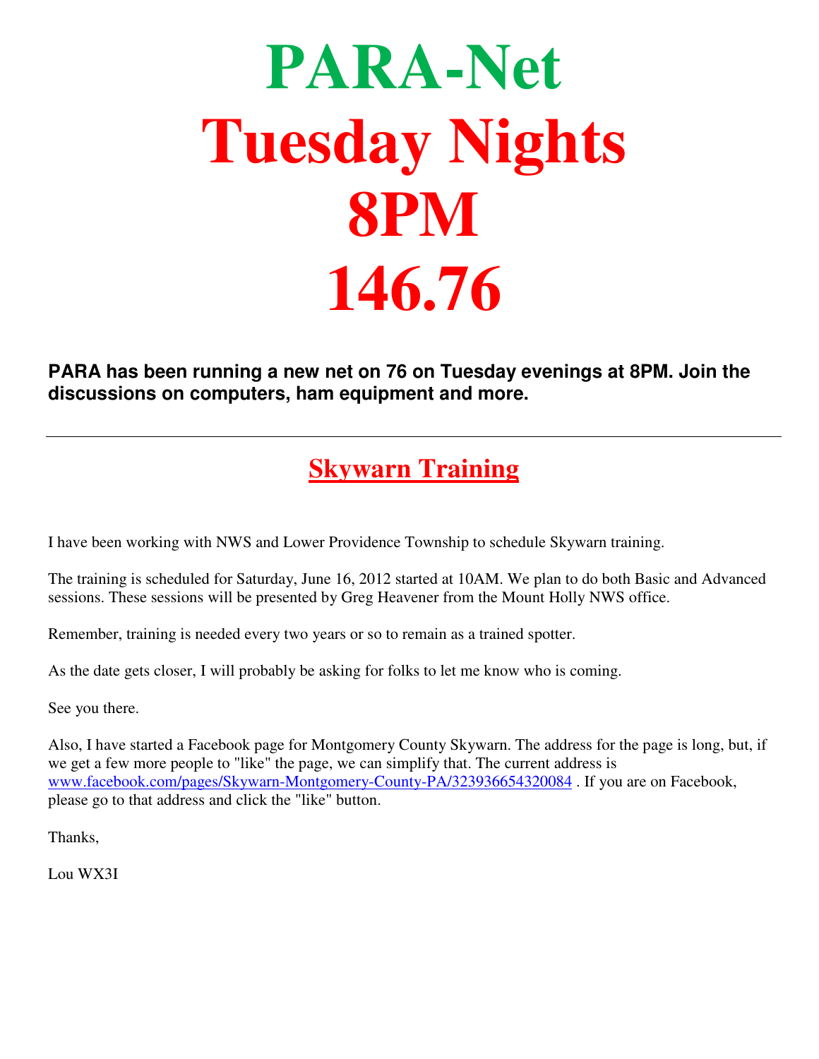# PARA-Net
# Tuesday Nights
# 8PM
# 146.76

**PARA has been running a new net on 76 on Tuesday evenings at 8PM. Join the discussions on computers, ham equipment and more.**

---

## Skywarn Training

I have been working with NWS and Lower Providence Township to schedule Skywarn training.

The training is scheduled for Saturday, June 16, 2012 started at 10AM. We plan to do both Basic and Advanced sessions. These sessions will be presented by Greg Heavener from the Mount Holly NWS office.

Remember, training is needed every two years or so to remain as a trained spotter.

As the date gets closer, I will probably be asking for folks to let me know who is coming.

See you there.

Also, I have started a Facebook page for Montgomery County Skywarn. The address for the page is long, but, if we get a few more people to "like" the page, we can simplify that. The current address is www.facebook.com/pages/Skywarn-Montgomery-County-PA/323936654320084 . If you are on Facebook, please go to that address and click the "like" button.

Thanks,

Lou WX3I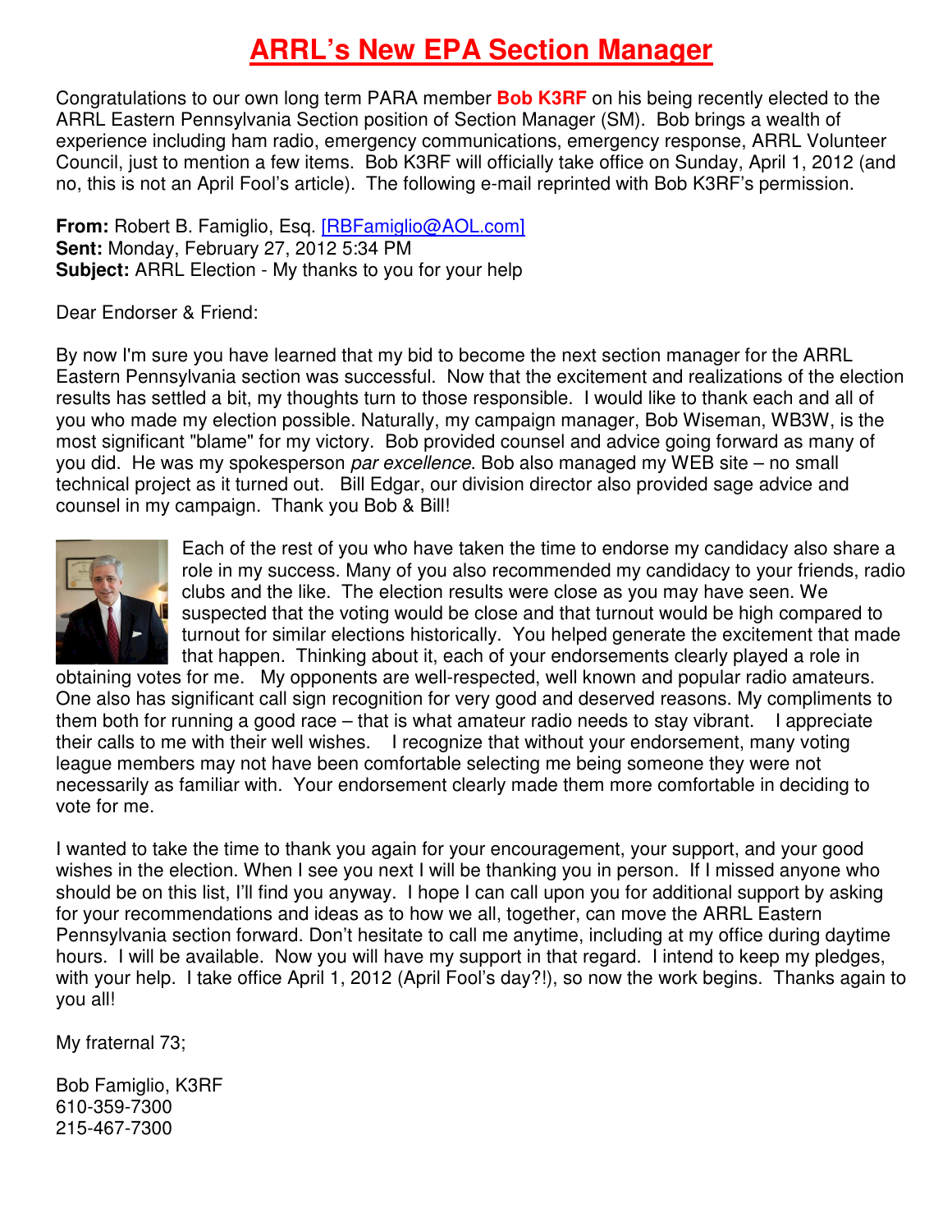# ARRL's New EPA Section Manager

Congratulations to our own long term PARA member **Bob K3RF** on his being recently elected to the ARRL Eastern Pennsylvania Section position of Section Manager (SM). Bob brings a wealth of experience including ham radio, emergency communications, emergency response, ARRL Volunteer Council, just to mention a few items. Bob K3RF will officially take office on Sunday, April 1, 2012 (and no, this is not an April Fool's article). The following e-mail reprinted with Bob K3RF's permission.

**From:** Robert B. Famiglio, Esq. [RBFamiglio@AOL.com]
**Sent:** Monday, February 27, 2012 5:34 PM
**Subject:** ARRL Election - My thanks to you for your help

Dear Endorser & Friend:

By now I'm sure you have learned that my bid to become the next section manager for the ARRL Eastern Pennsylvania section was successful. Now that the excitement and realizations of the election results has settled a bit, my thoughts turn to those responsible. I would like to thank each and all of you who made my election possible. Naturally, my campaign manager, Bob Wiseman, WB3W, is the most significant "blame" for my victory. Bob provided counsel and advice going forward as many of you did. He was my spokesperson *par excellence*. Bob also managed my WEB site – no small technical project as it turned out. Bill Edgar, our division director also provided sage advice and counsel in my campaign. Thank you Bob & Bill!

Each of the rest of you who have taken the time to endorse my candidacy also share a role in my success. Many of you also recommended my candidacy to your friends, radio clubs and the like. The election results were close as you may have seen. We suspected that the voting would be close and that turnout would be high compared to turnout for similar elections historically. You helped generate the excitement that made that happen. Thinking about it, each of your endorsements clearly played a role in obtaining votes for me. My opponents are well-respected, well known and popular radio amateurs. One also has significant call sign recognition for very good and deserved reasons. My compliments to them both for running a good race – that is what amateur radio needs to stay vibrant. I appreciate their calls to me with their well wishes. I recognize that without your endorsement, many voting league members may not have been comfortable selecting me being someone they were not necessarily as familiar with. Your endorsement clearly made them more comfortable in deciding to vote for me.

I wanted to take the time to thank you again for your encouragement, your support, and your good wishes in the election. When I see you next I will be thanking you in person. If I missed anyone who should be on this list, I'll find you anyway. I hope I can call upon you for additional support by asking for your recommendations and ideas as to how we all, together, can move the ARRL Eastern Pennsylvania section forward. Don't hesitate to call me anytime, including at my office during daytime hours. I will be available. Now you will have my support in that regard. I intend to keep my pledges, with your help. I take office April 1, 2012 (April Fool's day?!), so now the work begins. Thanks again to you all!

My fraternal 73;

Bob Famiglio, K3RF
610-359-7300
215-467-7300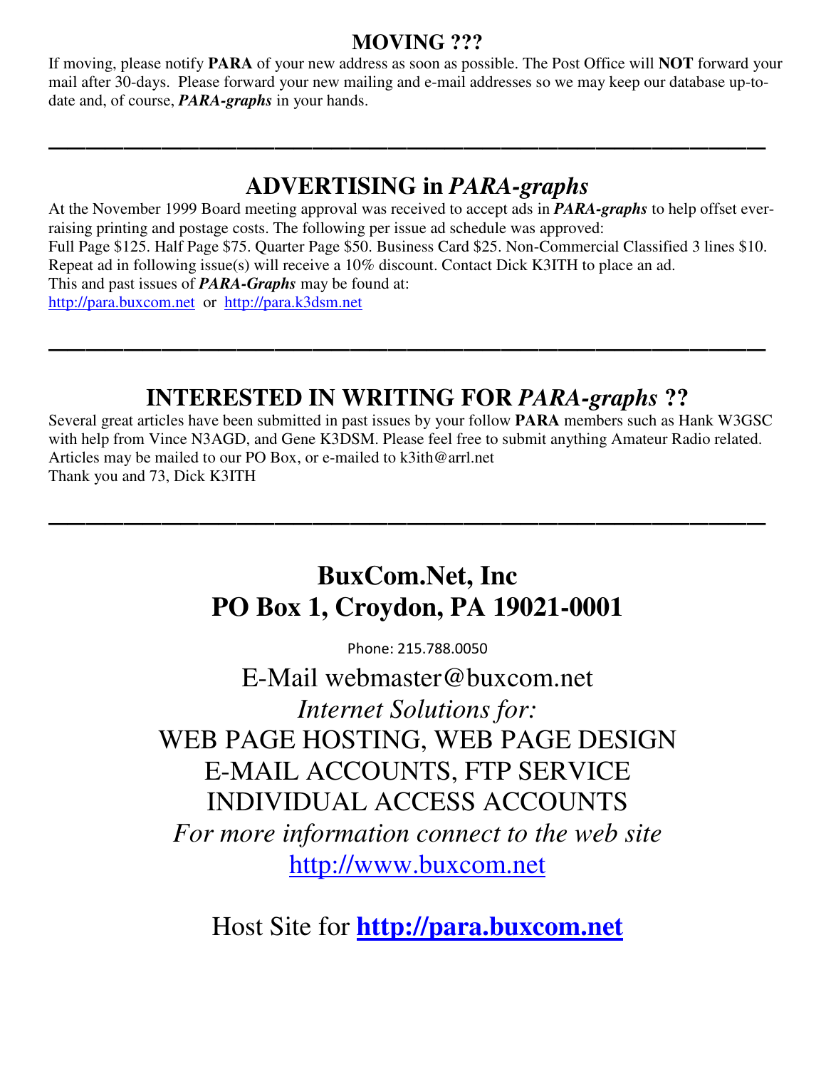## MOVING ???

If moving, please notify **PARA** of your new address as soon as possible. The Post Office will **NOT** forward your mail after 30-days. Please forward your new mailing and e-mail addresses so we may keep our database up-to-date and, of course, ***PARA-graphs*** in your hands.

---

## ADVERTISING in *PARA-graphs*

At the November 1999 Board meeting approval was received to accept ads in ***PARA-graphs*** to help offset ever-raising printing and postage costs. The following per issue ad schedule was approved:
Full Page $125. Half Page $75. Quarter Page $50. Business Card $25. Non-Commercial Classified 3 lines $10.
Repeat ad in following issue(s) will receive a 10% discount. Contact Dick K3ITH to place an ad.
This and past issues of ***PARA-Graphs*** may be found at:
http://para.buxcom.net or http://para.k3dsm.net

---

## INTERESTED IN WRITING FOR *PARA-graphs* ??

Several great articles have been submitted in past issues by your follow **PARA** members such as Hank W3GSC with help from Vince N3AGD, and Gene K3DSM. Please feel free to submit anything Amateur Radio related. Articles may be mailed to our PO Box, or e-mailed to k3ith@arrl.net
Thank you and 73, Dick K3ITH

---

## BuxCom.Net, Inc
## PO Box 1, Croydon, PA 19021-0001

Phone: 215.788.0050

E-Mail webmaster@buxcom.net

*Internet Solutions for:*

WEB PAGE HOSTING, WEB PAGE DESIGN
E-MAIL ACCOUNTS, FTP SERVICE
INDIVIDUAL ACCESS ACCOUNTS

*For more information connect to the web site*
http://www.buxcom.net

Host Site for **http://para.buxcom.net**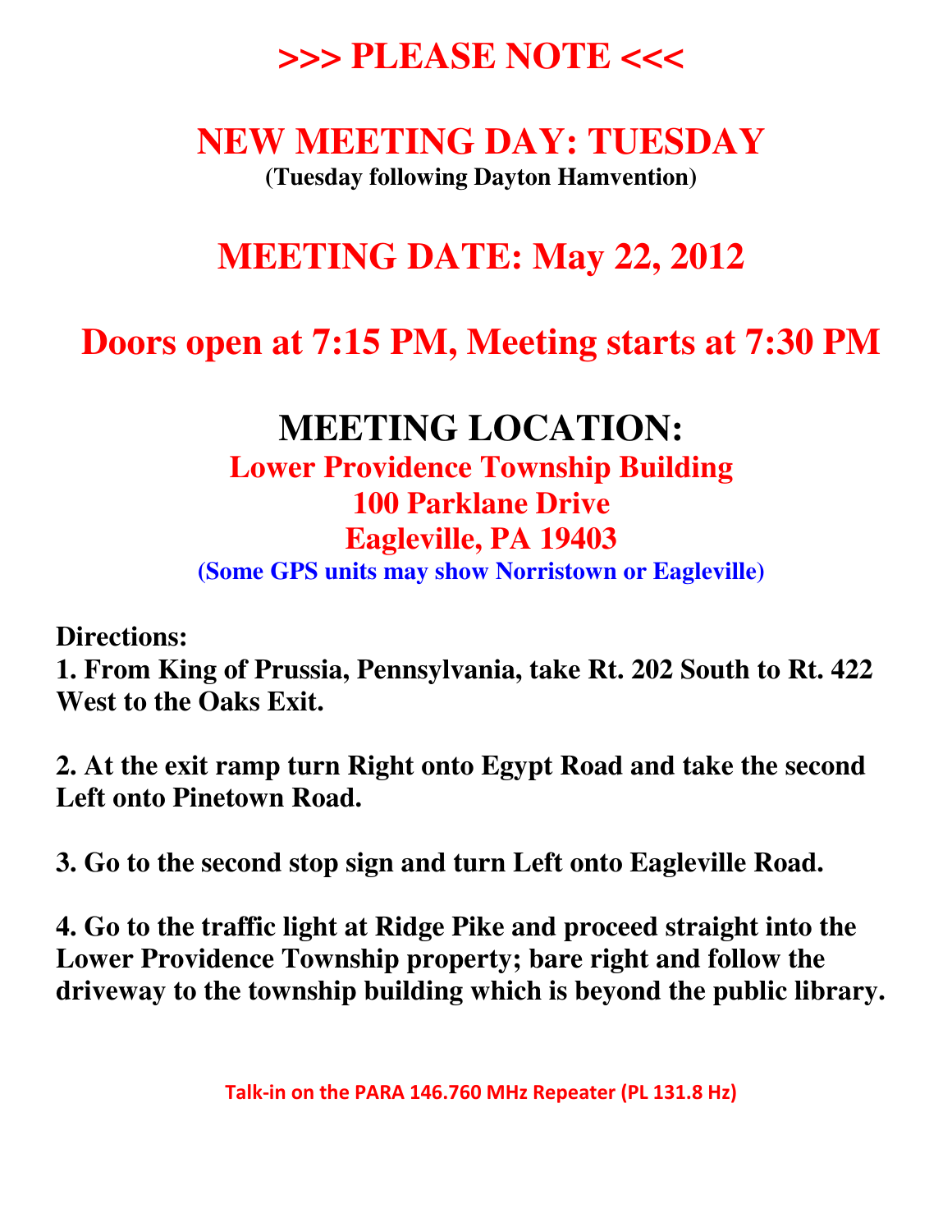# >>> PLEASE NOTE <<<

## NEW MEETING DAY: TUESDAY

**(Tuesday following Dayton Hamvention)**

## MEETING DATE: May 22, 2012

## Doors open at 7:15 PM, Meeting starts at 7:30 PM

## MEETING LOCATION:

**Lower Providence Township Building**
**100 Parklane Drive**
**Eagleville, PA 19403**

**(Some GPS units may show Norristown or Eagleville)**

**Directions:**

**1. From King of Prussia, Pennsylvania, take Rt. 202 South to Rt. 422 West to the Oaks Exit.**

**2. At the exit ramp turn Right onto Egypt Road and take the second Left onto Pinetown Road.**

**3. Go to the second stop sign and turn Left onto Eagleville Road.**

**4. Go to the traffic light at Ridge Pike and proceed straight into the Lower Providence Township property; bare right and follow the driveway to the township building which is beyond the public library.**

**Talk-in on the PARA 146.760 MHz Repeater (PL 131.8 Hz)**